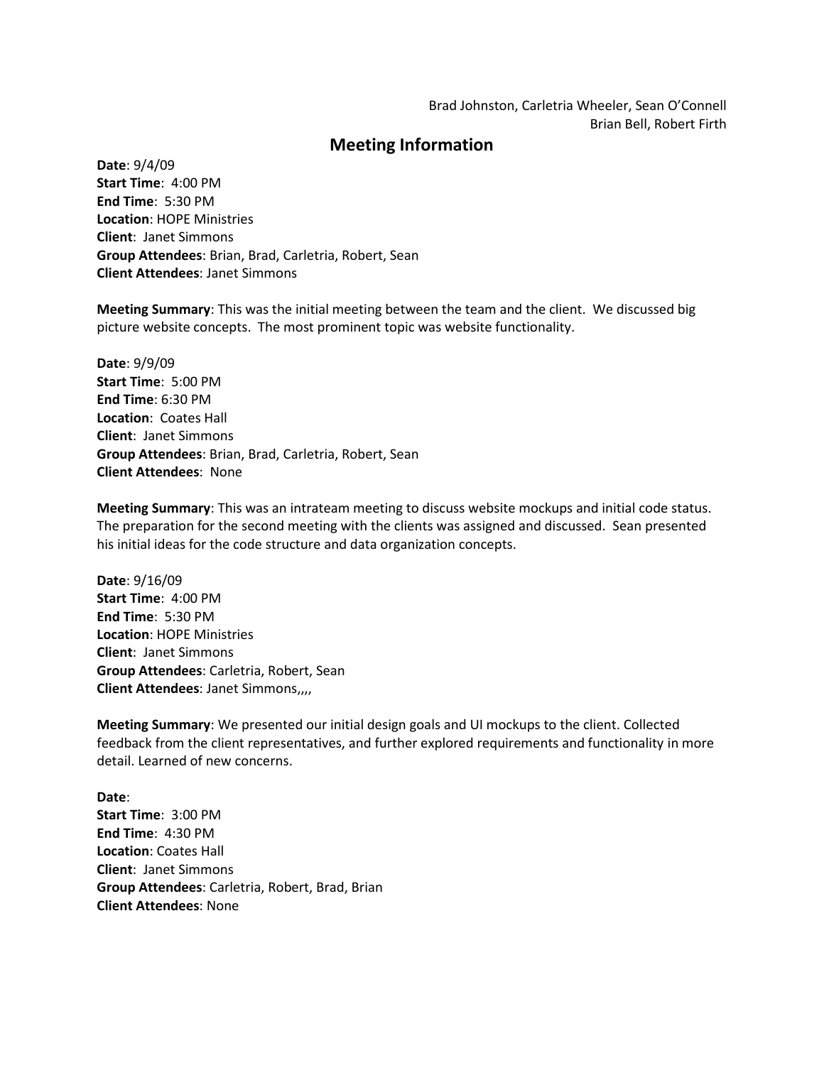Brad Johnston, Carletria Wheeler, Sean O'Connell
Brian Bell, Robert Firth

## Meeting Information

**Date**: 9/4/09
**Start Time**: 4:00 PM
**End Time**: 5:30 PM
**Location**: HOPE Ministries
**Client**: Janet Simmons
**Group Attendees**: Brian, Brad, Carletria, Robert, Sean
**Client Attendees**: Janet Simmons

**Meeting Summary**: This was the initial meeting between the team and the client. We discussed big picture website concepts. The most prominent topic was website functionality.

**Date**: 9/9/09
**Start Time**: 5:00 PM
**End Time**: 6:30 PM
**Location**: Coates Hall
**Client**: Janet Simmons
**Group Attendees**: Brian, Brad, Carletria, Robert, Sean
**Client Attendees**: None

**Meeting Summary**: This was an intrateam meeting to discuss website mockups and initial code status. The preparation for the second meeting with the clients was assigned and discussed. Sean presented his initial ideas for the code structure and data organization concepts.

**Date**: 9/16/09
**Start Time**: 4:00 PM
**End Time**: 5:30 PM
**Location**: HOPE Ministries
**Client**: Janet Simmons
**Group Attendees**: Carletria, Robert, Sean
**Client Attendees**: Janet Simmons,,,,

**Meeting Summary**: We presented our initial design goals and UI mockups to the client. Collected feedback from the client representatives, and further explored requirements and functionality in more detail. Learned of new concerns.

**Date**:
**Start Time**: 3:00 PM
**End Time**: 4:30 PM
**Location**: Coates Hall
**Client**: Janet Simmons
**Group Attendees**: Carletria, Robert, Brad, Brian
**Client Attendees**: None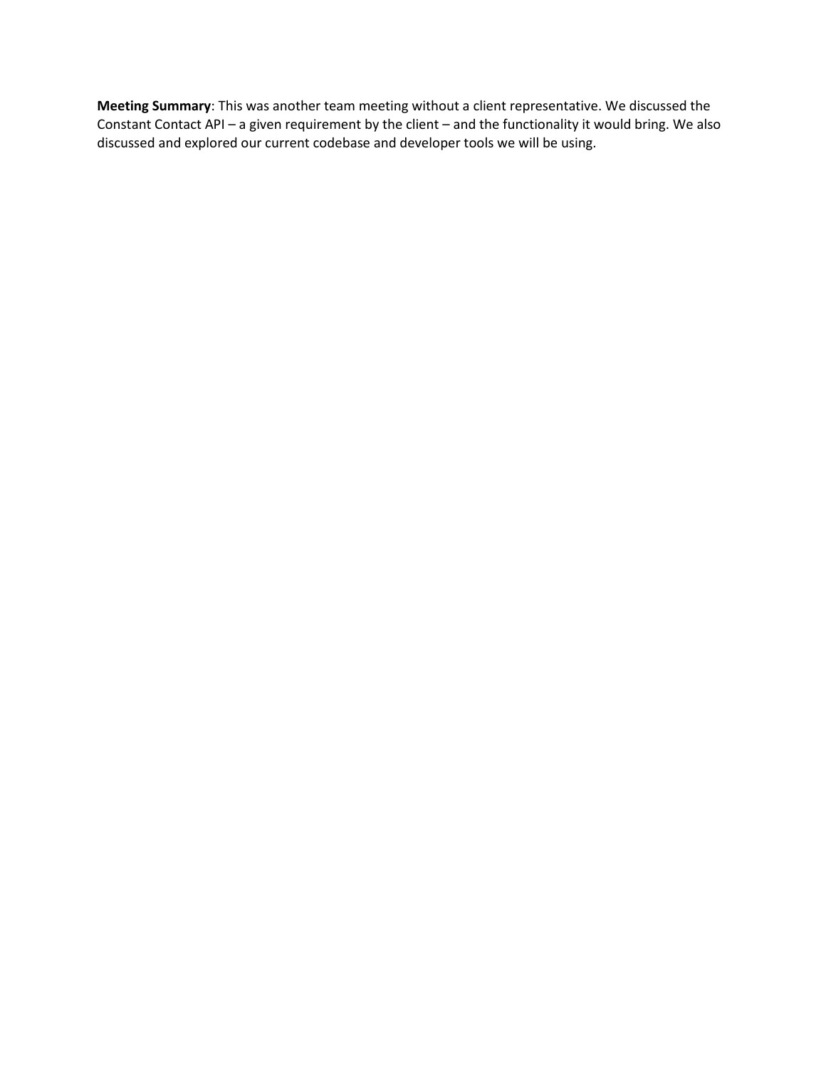**Meeting Summary**: This was another team meeting without a client representative. We discussed the Constant Contact API – a given requirement by the client – and the functionality it would bring. We also discussed and explored our current codebase and developer tools we will be using.